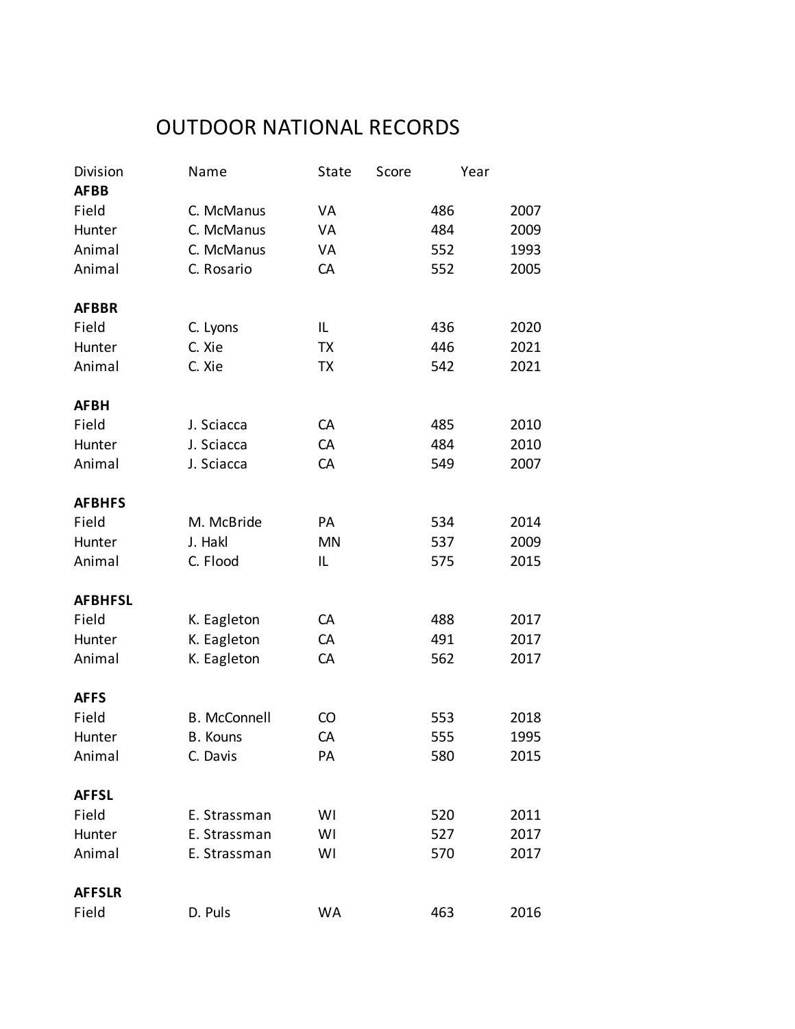# OUTDOOR NATIONAL RECORDS

| Division | Name | State | Score | Year |
|---|---|---|---|---|
| **AFBB** | | | | |
| Field | C. McManus | VA | 486 | 2007 |
| Hunter | C. McManus | VA | 484 | 2009 |
| Animal | C. McManus | VA | 552 | 1993 |
| Animal | C. Rosario | CA | 552 | 2005 |
| | | | | |
| **AFBBR** | | | | |
| Field | C. Lyons | IL | 436 | 2020 |
| Hunter | C. Xie | TX | 446 | 2021 |
| Animal | C. Xie | TX | 542 | 2021 |
| | | | | |
| **AFBH** | | | | |
| Field | J. Sciacca | CA | 485 | 2010 |
| Hunter | J. Sciacca | CA | 484 | 2010 |
| Animal | J. Sciacca | CA | 549 | 2007 |
| | | | | |
| **AFBHFS** | | | | |
| Field | M. McBride | PA | 534 | 2014 |
| Hunter | J. Hakl | MN | 537 | 2009 |
| Animal | C. Flood | IL | 575 | 2015 |
| | | | | |
| **AFBHFSL** | | | | |
| Field | K. Eagleton | CA | 488 | 2017 |
| Hunter | K. Eagleton | CA | 491 | 2017 |
| Animal | K. Eagleton | CA | 562 | 2017 |
| | | | | |
| **AFFS** | | | | |
| Field | B. McConnell | CO | 553 | 2018 |
| Hunter | B. Kouns | CA | 555 | 1995 |
| Animal | C. Davis | PA | 580 | 2015 |
| | | | | |
| **AFFSL** | | | | |
| Field | E. Strassman | WI | 520 | 2011 |
| Hunter | E. Strassman | WI | 527 | 2017 |
| Animal | E. Strassman | WI | 570 | 2017 |
| | | | | |
| **AFFSLR** | | | | |
| Field | D. Puls | WA | 463 | 2016 |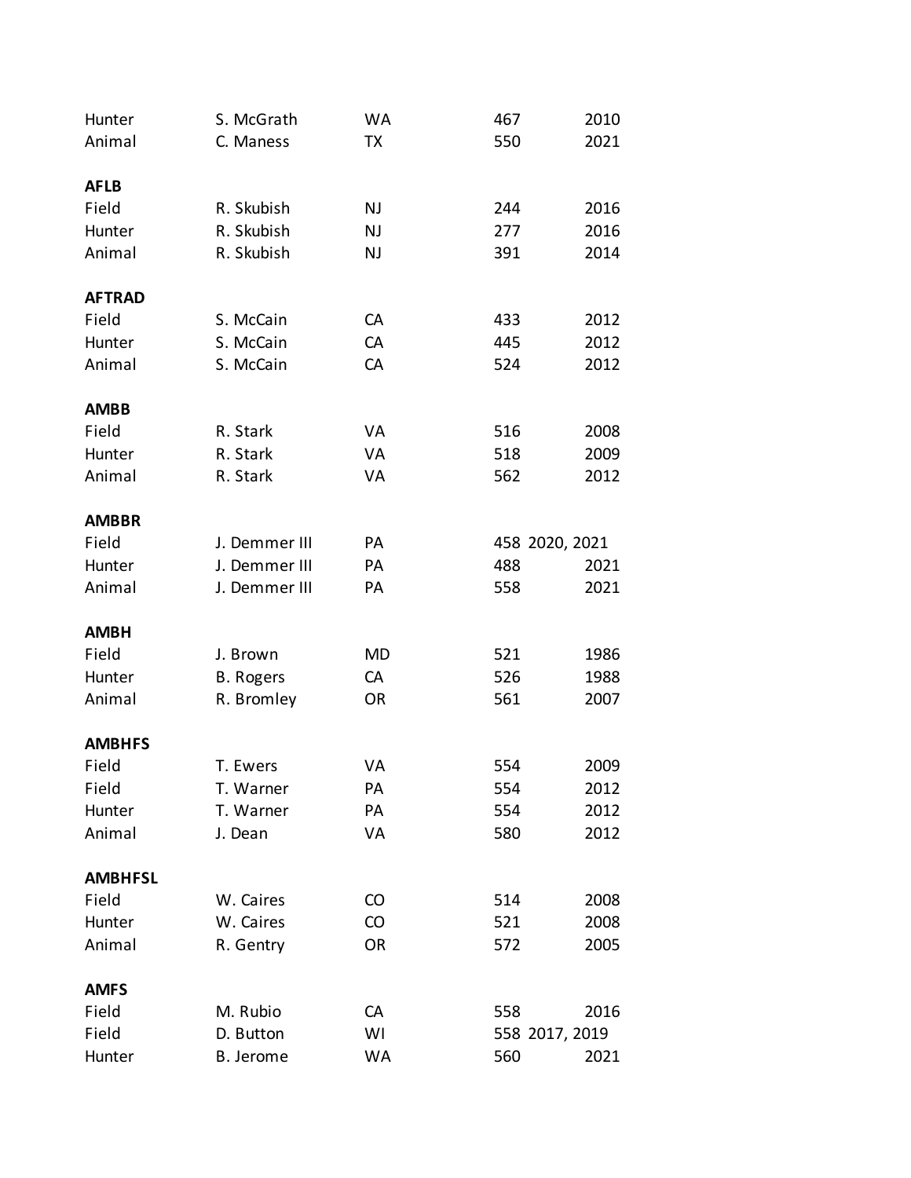| | | | | |
|---|---|---|---|---|
| Hunter | S. McGrath | WA | 467 | 2010 |
| Animal | C. Maness | TX | 550 | 2021 |

**AFLB**

| | | | | |
|---|---|---|---|---|
| Field | R. Skubish | NJ | 244 | 2016 |
| Hunter | R. Skubish | NJ | 277 | 2016 |
| Animal | R. Skubish | NJ | 391 | 2014 |

**AFTRAD**

| | | | | |
|---|---|---|---|---|
| Field | S. McCain | CA | 433 | 2012 |
| Hunter | S. McCain | CA | 445 | 2012 |
| Animal | S. McCain | CA | 524 | 2012 |

**AMBB**

| | | | | |
|---|---|---|---|---|
| Field | R. Stark | VA | 516 | 2008 |
| Hunter | R. Stark | VA | 518 | 2009 |
| Animal | R. Stark | VA | 562 | 2012 |

**AMBBR**

| | | | | |
|---|---|---|---|---|
| Field | J. Demmer III | PA | 458 | 2020, 2021 |
| Hunter | J. Demmer III | PA | 488 | 2021 |
| Animal | J. Demmer III | PA | 558 | 2021 |

**AMBH**

| | | | | |
|---|---|---|---|---|
| Field | J. Brown | MD | 521 | 1986 |
| Hunter | B. Rogers | CA | 526 | 1988 |
| Animal | R. Bromley | OR | 561 | 2007 |

**AMBHFS**

| | | | | |
|---|---|---|---|---|
| Field | T. Ewers | VA | 554 | 2009 |
| Field | T. Warner | PA | 554 | 2012 |
| Hunter | T. Warner | PA | 554 | 2012 |
| Animal | J. Dean | VA | 580 | 2012 |

**AMBHFSL**

| | | | | |
|---|---|---|---|---|
| Field | W. Caires | CO | 514 | 2008 |
| Hunter | W. Caires | CO | 521 | 2008 |
| Animal | R. Gentry | OR | 572 | 2005 |

**AMFS**

| | | | | |
|---|---|---|---|---|
| Field | M. Rubio | CA | 558 | 2016 |
| Field | D. Button | WI | 558 | 2017, 2019 |
| Hunter | B. Jerome | WA | 560 | 2021 |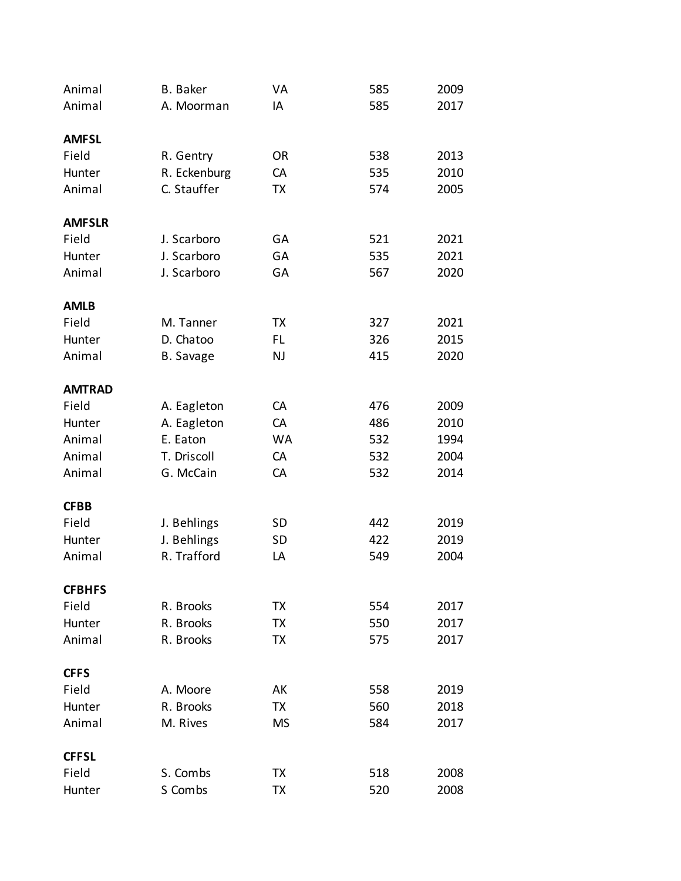| | | | | |
|---|---|---|---|---|
| Animal | B. Baker | VA | 585 | 2009 |
| Animal | A. Moorman | IA | 585 | 2017 |
| | | | | |
| **AMFSL** | | | | |
| Field | R. Gentry | OR | 538 | 2013 |
| Hunter | R. Eckenburg | CA | 535 | 2010 |
| Animal | C. Stauffer | TX | 574 | 2005 |
| | | | | |
| **AMFSLR** | | | | |
| Field | J. Scarboro | GA | 521 | 2021 |
| Hunter | J. Scarboro | GA | 535 | 2021 |
| Animal | J. Scarboro | GA | 567 | 2020 |
| | | | | |
| **AMLB** | | | | |
| Field | M. Tanner | TX | 327 | 2021 |
| Hunter | D. Chatoo | FL | 326 | 2015 |
| Animal | B. Savage | NJ | 415 | 2020 |
| | | | | |
| **AMTRAD** | | | | |
| Field | A. Eagleton | CA | 476 | 2009 |
| Hunter | A. Eagleton | CA | 486 | 2010 |
| Animal | E. Eaton | WA | 532 | 1994 |
| Animal | T. Driscoll | CA | 532 | 2004 |
| Animal | G. McCain | CA | 532 | 2014 |
| | | | | |
| **CFBB** | | | | |
| Field | J. Behlings | SD | 442 | 2019 |
| Hunter | J. Behlings | SD | 422 | 2019 |
| Animal | R. Trafford | LA | 549 | 2004 |
| | | | | |
| **CFBHFS** | | | | |
| Field | R. Brooks | TX | 554 | 2017 |
| Hunter | R. Brooks | TX | 550 | 2017 |
| Animal | R. Brooks | TX | 575 | 2017 |
| | | | | |
| **CFFS** | | | | |
| Field | A. Moore | AK | 558 | 2019 |
| Hunter | R. Brooks | TX | 560 | 2018 |
| Animal | M. Rives | MS | 584 | 2017 |
| | | | | |
| **CFFSL** | | | | |
| Field | S. Combs | TX | 518 | 2008 |
| Hunter | S Combs | TX | 520 | 2008 |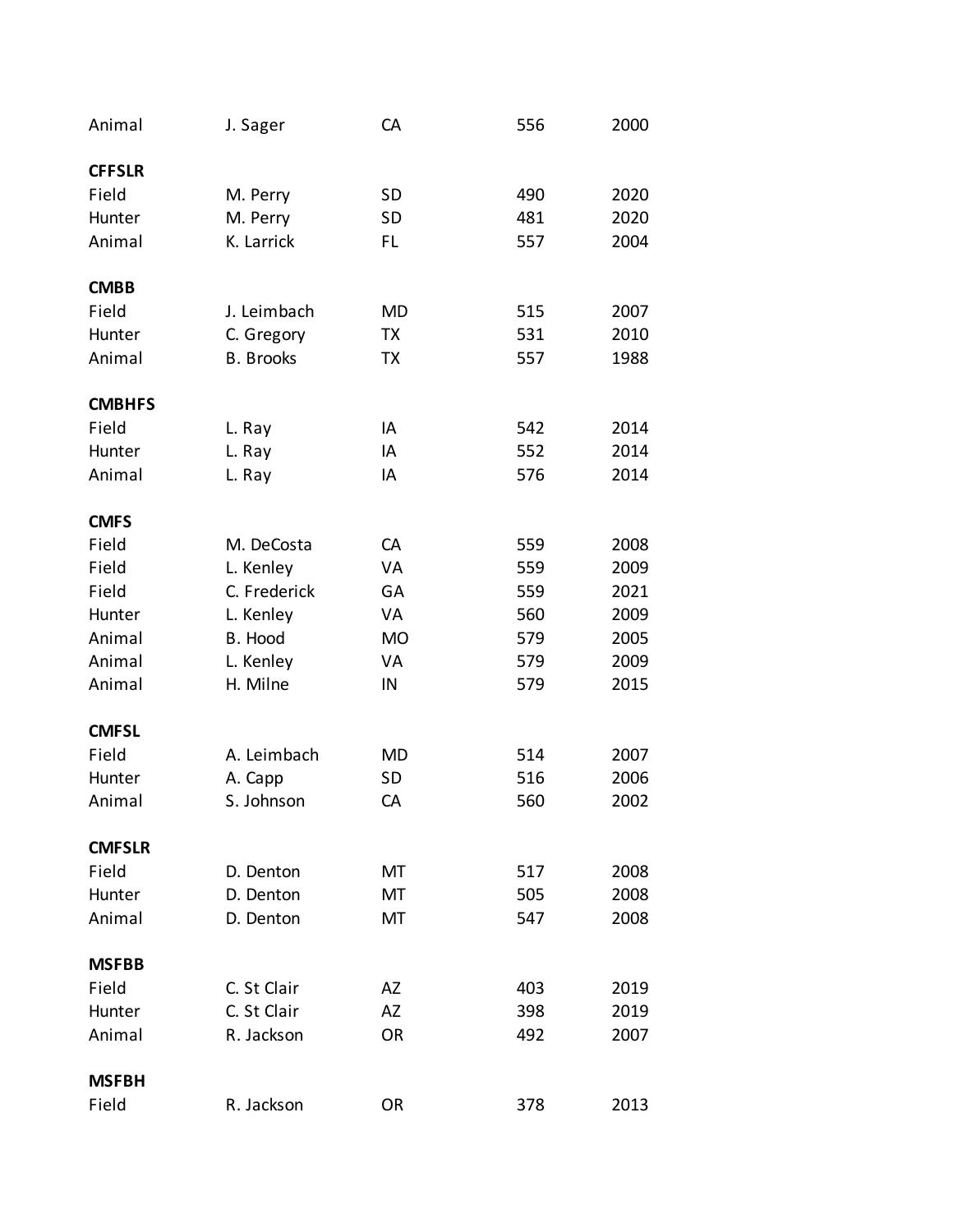| | | | | |
|---|---|---|---|---|
| Animal | J. Sager | CA | 556 | 2000 |
| **CFFSLR** | | | | |
| Field | M. Perry | SD | 490 | 2020 |
| Hunter | M. Perry | SD | 481 | 2020 |
| Animal | K. Larrick | FL | 557 | 2004 |
| **CMBB** | | | | |
| Field | J. Leimbach | MD | 515 | 2007 |
| Hunter | C. Gregory | TX | 531 | 2010 |
| Animal | B. Brooks | TX | 557 | 1988 |
| **CMBHFS** | | | | |
| Field | L. Ray | IA | 542 | 2014 |
| Hunter | L. Ray | IA | 552 | 2014 |
| Animal | L. Ray | IA | 576 | 2014 |
| **CMFS** | | | | |
| Field | M. DeCosta | CA | 559 | 2008 |
| Field | L. Kenley | VA | 559 | 2009 |
| Field | C. Frederick | GA | 559 | 2021 |
| Hunter | L. Kenley | VA | 560 | 2009 |
| Animal | B. Hood | MO | 579 | 2005 |
| Animal | L. Kenley | VA | 579 | 2009 |
| Animal | H. Milne | IN | 579 | 2015 |
| **CMFSL** | | | | |
| Field | A. Leimbach | MD | 514 | 2007 |
| Hunter | A. Capp | SD | 516 | 2006 |
| Animal | S. Johnson | CA | 560 | 2002 |
| **CMFSLR** | | | | |
| Field | D. Denton | MT | 517 | 2008 |
| Hunter | D. Denton | MT | 505 | 2008 |
| Animal | D. Denton | MT | 547 | 2008 |
| **MSFBB** | | | | |
| Field | C. St Clair | AZ | 403 | 2019 |
| Hunter | C. St Clair | AZ | 398 | 2019 |
| Animal | R. Jackson | OR | 492 | 2007 |
| **MSFBH** | | | | |
| Field | R. Jackson | OR | 378 | 2013 |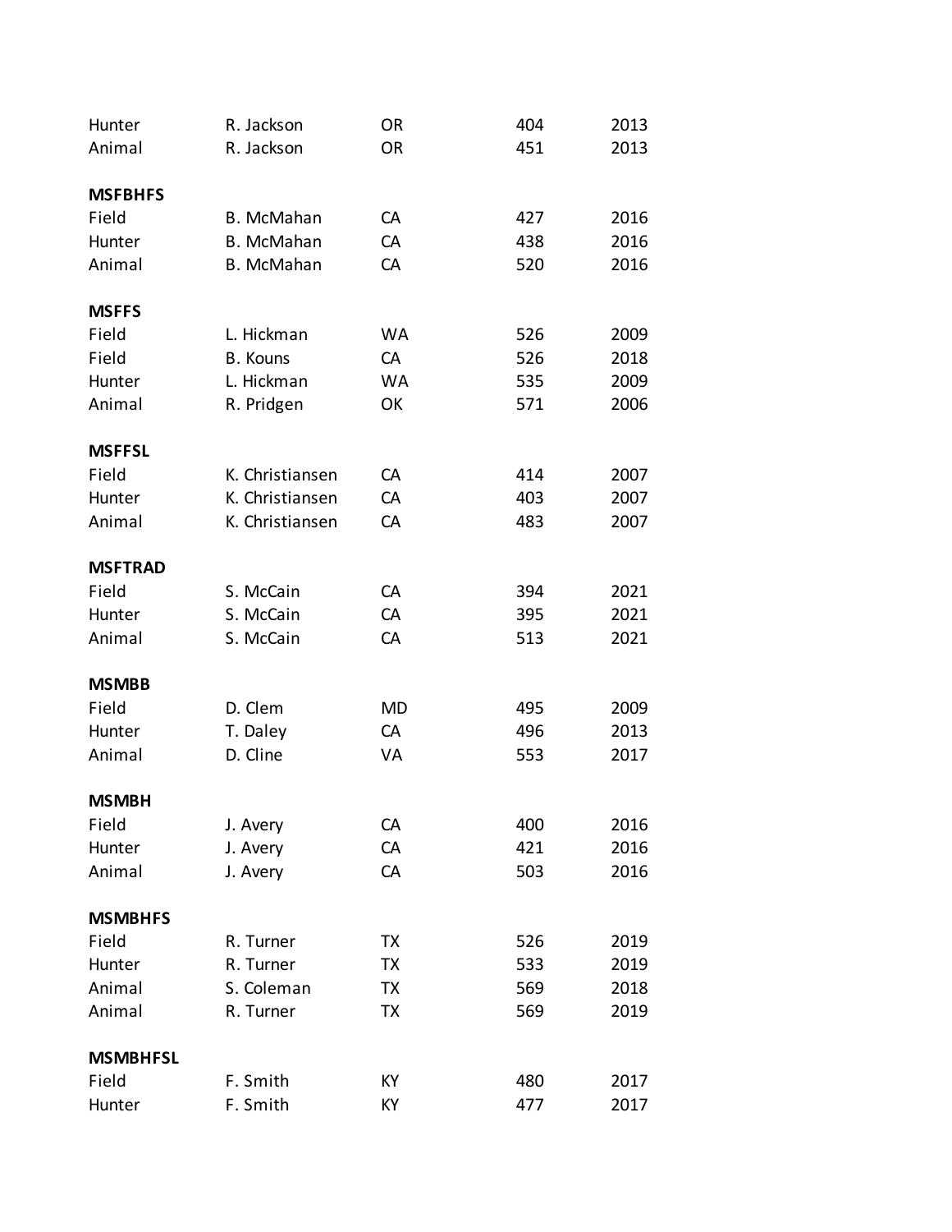| | | | | |
|---|---|---|---|---|
| Hunter | R. Jackson | OR | 404 | 2013 |
| Animal | R. Jackson | OR | 451 | 2013 |

**MSFBHFS**

| | | | | |
|---|---|---|---|---|
| Field | B. McMahan | CA | 427 | 2016 |
| Hunter | B. McMahan | CA | 438 | 2016 |
| Animal | B. McMahan | CA | 520 | 2016 |

**MSFFS**

| | | | | |
|---|---|---|---|---|
| Field | L. Hickman | WA | 526 | 2009 |
| Field | B. Kouns | CA | 526 | 2018 |
| Hunter | L. Hickman | WA | 535 | 2009 |
| Animal | R. Pridgen | OK | 571 | 2006 |

**MSFFSL**

| | | | | |
|---|---|---|---|---|
| Field | K. Christiansen | CA | 414 | 2007 |
| Hunter | K. Christiansen | CA | 403 | 2007 |
| Animal | K. Christiansen | CA | 483 | 2007 |

**MSFTRAD**

| | | | | |
|---|---|---|---|---|
| Field | S. McCain | CA | 394 | 2021 |
| Hunter | S. McCain | CA | 395 | 2021 |
| Animal | S. McCain | CA | 513 | 2021 |

**MSMBB**

| | | | | |
|---|---|---|---|---|
| Field | D. Clem | MD | 495 | 2009 |
| Hunter | T. Daley | CA | 496 | 2013 |
| Animal | D. Cline | VA | 553 | 2017 |

**MSMBH**

| | | | | |
|---|---|---|---|---|
| Field | J. Avery | CA | 400 | 2016 |
| Hunter | J. Avery | CA | 421 | 2016 |
| Animal | J. Avery | CA | 503 | 2016 |

**MSMBHFS**

| | | | | |
|---|---|---|---|---|
| Field | R. Turner | TX | 526 | 2019 |
| Hunter | R. Turner | TX | 533 | 2019 |
| Animal | S. Coleman | TX | 569 | 2018 |
| Animal | R. Turner | TX | 569 | 2019 |

**MSMBHFSL**

| | | | | |
|---|---|---|---|---|
| Field | F. Smith | KY | 480 | 2017 |
| Hunter | F. Smith | KY | 477 | 2017 |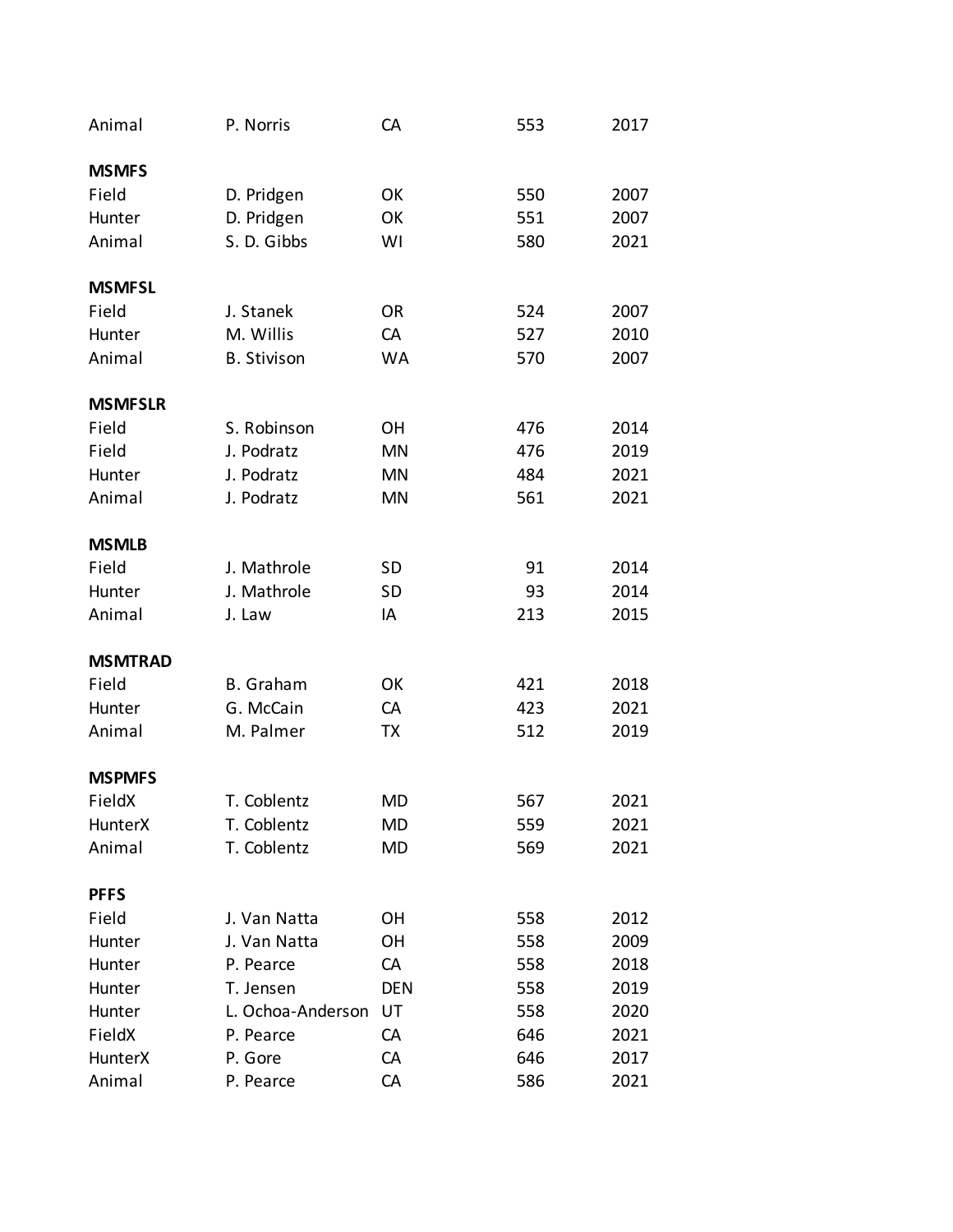| | | | | |
|---|---|---|---|---|
| Animal | P. Norris | CA | 553 | 2017 |
| **MSMFS** | | | | |
| Field | D. Pridgen | OK | 550 | 2007 |
| Hunter | D. Pridgen | OK | 551 | 2007 |
| Animal | S. D. Gibbs | WI | 580 | 2021 |
| **MSMFSL** | | | | |
| Field | J. Stanek | OR | 524 | 2007 |
| Hunter | M. Willis | CA | 527 | 2010 |
| Animal | B. Stivison | WA | 570 | 2007 |
| **MSMFSLR** | | | | |
| Field | S. Robinson | OH | 476 | 2014 |
| Field | J. Podratz | MN | 476 | 2019 |
| Hunter | J. Podratz | MN | 484 | 2021 |
| Animal | J. Podratz | MN | 561 | 2021 |
| **MSMLB** | | | | |
| Field | J. Mathrole | SD | 91 | 2014 |
| Hunter | J. Mathrole | SD | 93 | 2014 |
| Animal | J. Law | IA | 213 | 2015 |
| **MSMTRAD** | | | | |
| Field | B. Graham | OK | 421 | 2018 |
| Hunter | G. McCain | CA | 423 | 2021 |
| Animal | M. Palmer | TX | 512 | 2019 |
| **MSPMFS** | | | | |
| FieldX | T. Coblentz | MD | 567 | 2021 |
| HunterX | T. Coblentz | MD | 559 | 2021 |
| Animal | T. Coblentz | MD | 569 | 2021 |
| **PFFS** | | | | |
| Field | J. Van Natta | OH | 558 | 2012 |
| Hunter | J. Van Natta | OH | 558 | 2009 |
| Hunter | P. Pearce | CA | 558 | 2018 |
| Hunter | T. Jensen | DEN | 558 | 2019 |
| Hunter | L. Ochoa-Anderson | UT | 558 | 2020 |
| FieldX | P. Pearce | CA | 646 | 2021 |
| HunterX | P. Gore | CA | 646 | 2017 |
| Animal | P. Pearce | CA | 586 | 2021 |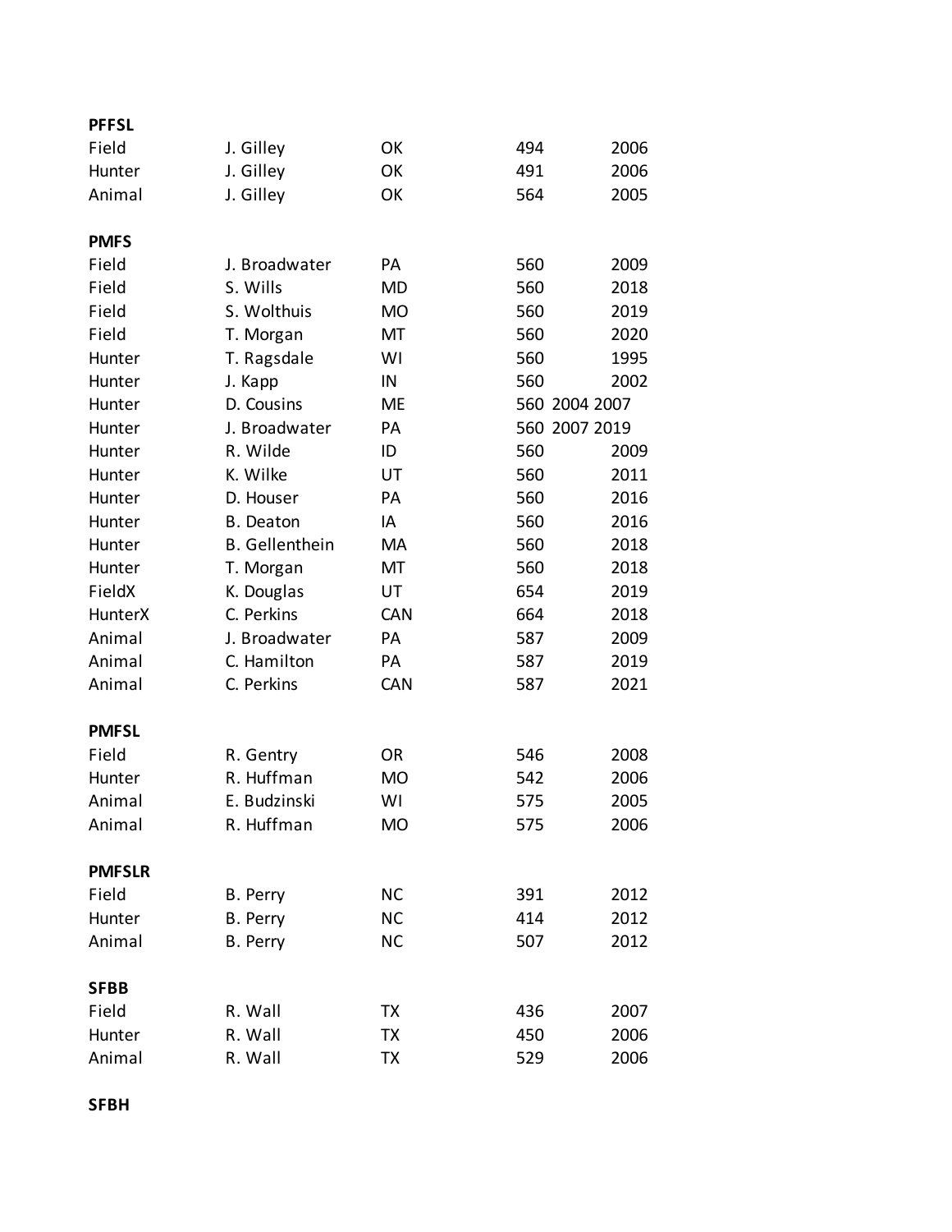**PFFSL**

| | | | | |
|---|---|---|---|---|
| Field | J. Gilley | OK | 494 | 2006 |
| Hunter | J. Gilley | OK | 491 | 2006 |
| Animal | J. Gilley | OK | 564 | 2005 |

**PMFS**

| | | | | |
|---|---|---|---|---|
| Field | J. Broadwater | PA | 560 | 2009 |
| Field | S. Wills | MD | 560 | 2018 |
| Field | S. Wolthuis | MO | 560 | 2019 |
| Field | T. Morgan | MT | 560 | 2020 |
| Hunter | T. Ragsdale | WI | 560 | 1995 |
| Hunter | J. Kapp | IN | 560 | 2002 |
| Hunter | D. Cousins | ME | 560 | 2004 2007 |
| Hunter | J. Broadwater | PA | 560 | 2007 2019 |
| Hunter | R. Wilde | ID | 560 | 2009 |
| Hunter | K. Wilke | UT | 560 | 2011 |
| Hunter | D. Houser | PA | 560 | 2016 |
| Hunter | B. Deaton | IA | 560 | 2016 |
| Hunter | B. Gellenthein | MA | 560 | 2018 |
| Hunter | T. Morgan | MT | 560 | 2018 |
| FieldX | K. Douglas | UT | 654 | 2019 |
| HunterX | C. Perkins | CAN | 664 | 2018 |
| Animal | J. Broadwater | PA | 587 | 2009 |
| Animal | C. Hamilton | PA | 587 | 2019 |
| Animal | C. Perkins | CAN | 587 | 2021 |

**PMFSL**

| | | | | |
|---|---|---|---|---|
| Field | R. Gentry | OR | 546 | 2008 |
| Hunter | R. Huffman | MO | 542 | 2006 |
| Animal | E. Budzinski | WI | 575 | 2005 |
| Animal | R. Huffman | MO | 575 | 2006 |

**PMFSLR**

| | | | | |
|---|---|---|---|---|
| Field | B. Perry | NC | 391 | 2012 |
| Hunter | B. Perry | NC | 414 | 2012 |
| Animal | B. Perry | NC | 507 | 2012 |

**SFBB**

| | | | | |
|---|---|---|---|---|
| Field | R. Wall | TX | 436 | 2007 |
| Hunter | R. Wall | TX | 450 | 2006 |
| Animal | R. Wall | TX | 529 | 2006 |

**SFBH**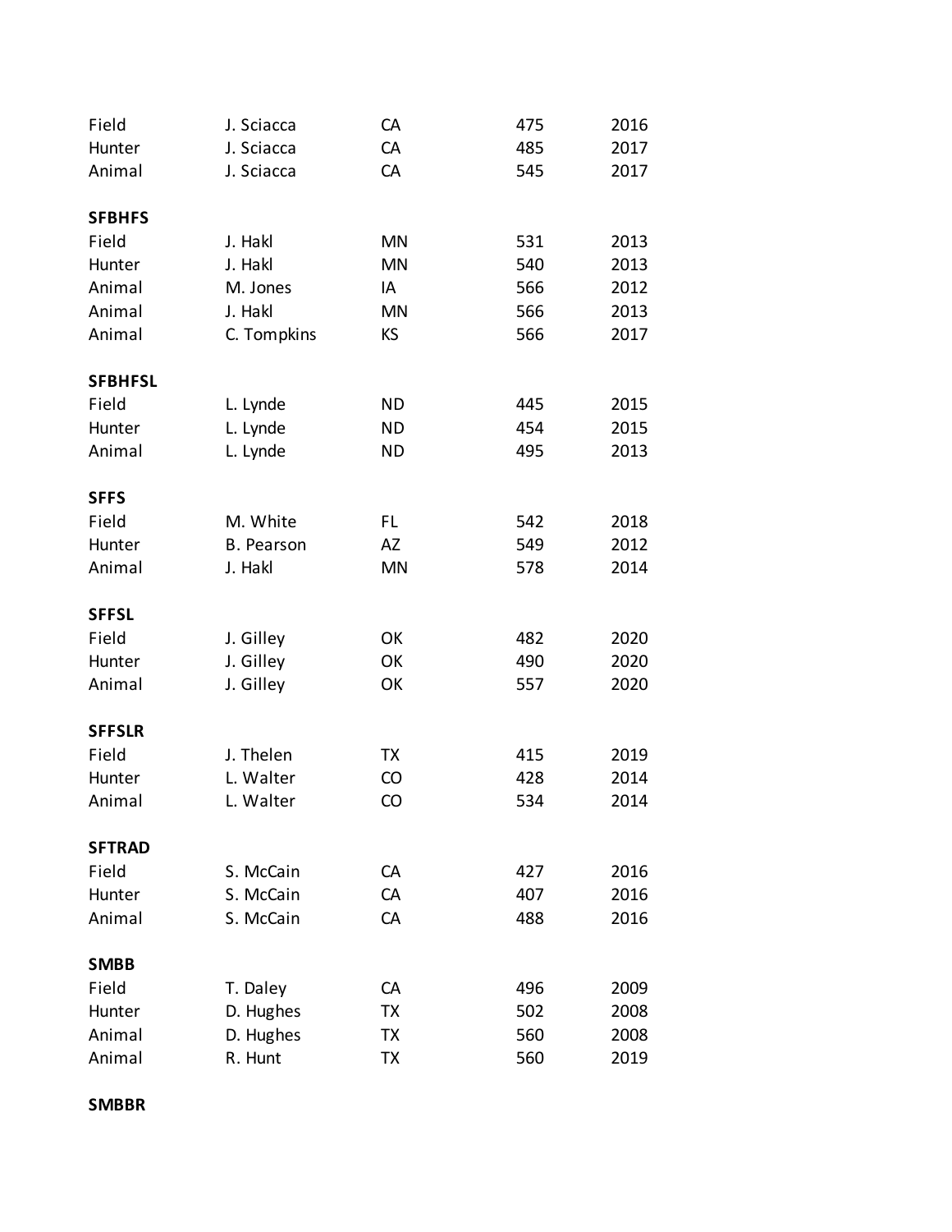| | | | | |
|---|---|---|---|---|
| Field | J. Sciacca | CA | 475 | 2016 |
| Hunter | J. Sciacca | CA | 485 | 2017 |
| Animal | J. Sciacca | CA | 545 | 2017 |

**SFBHFS**

| | | | | |
|---|---|---|---|---|
| Field | J. Hakl | MN | 531 | 2013 |
| Hunter | J. Hakl | MN | 540 | 2013 |
| Animal | M. Jones | IA | 566 | 2012 |
| Animal | J. Hakl | MN | 566 | 2013 |
| Animal | C. Tompkins | KS | 566 | 2017 |

**SFBHFSL**

| | | | | |
|---|---|---|---|---|
| Field | L. Lynde | ND | 445 | 2015 |
| Hunter | L. Lynde | ND | 454 | 2015 |
| Animal | L. Lynde | ND | 495 | 2013 |

**SFFS**

| | | | | |
|---|---|---|---|---|
| Field | M. White | FL | 542 | 2018 |
| Hunter | B. Pearson | AZ | 549 | 2012 |
| Animal | J. Hakl | MN | 578 | 2014 |

**SFFSL**

| | | | | |
|---|---|---|---|---|
| Field | J. Gilley | OK | 482 | 2020 |
| Hunter | J. Gilley | OK | 490 | 2020 |
| Animal | J. Gilley | OK | 557 | 2020 |

**SFFSLR**

| | | | | |
|---|---|---|---|---|
| Field | J. Thelen | TX | 415 | 2019 |
| Hunter | L. Walter | CO | 428 | 2014 |
| Animal | L. Walter | CO | 534 | 2014 |

**SFTRAD**

| | | | | |
|---|---|---|---|---|
| Field | S. McCain | CA | 427 | 2016 |
| Hunter | S. McCain | CA | 407 | 2016 |
| Animal | S. McCain | CA | 488 | 2016 |

**SMBB**

| | | | | |
|---|---|---|---|---|
| Field | T. Daley | CA | 496 | 2009 |
| Hunter | D. Hughes | TX | 502 | 2008 |
| Animal | D. Hughes | TX | 560 | 2008 |
| Animal | R. Hunt | TX | 560 | 2019 |

**SMBBR**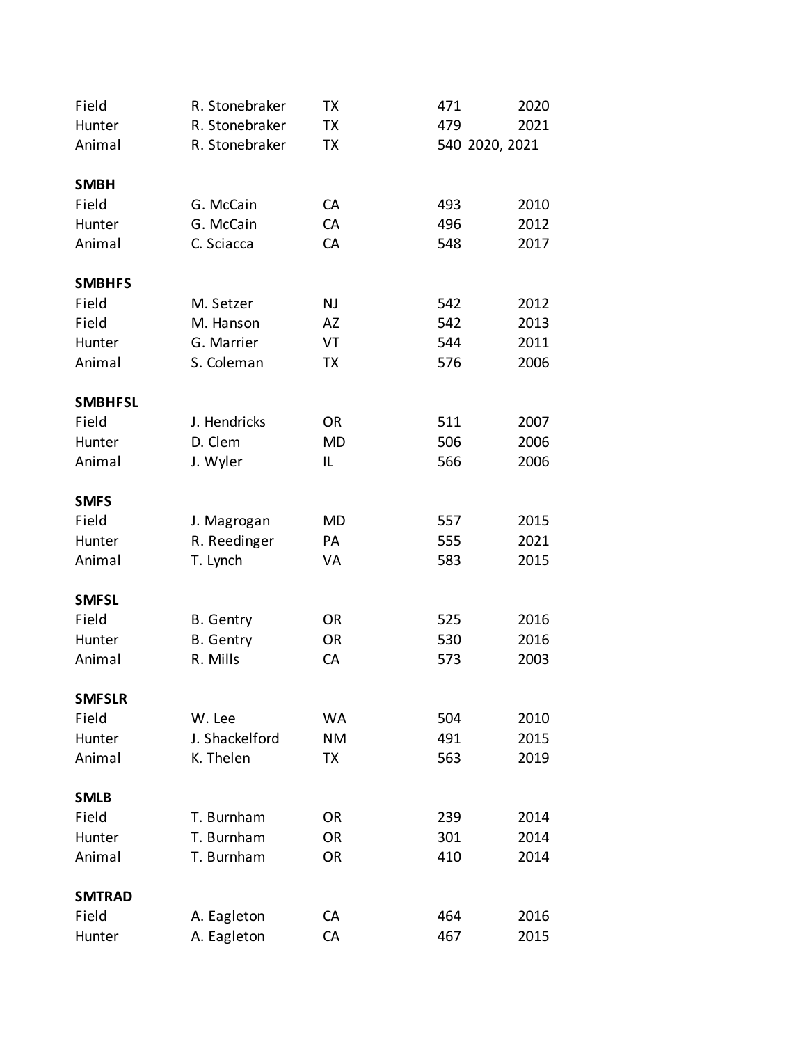| | | | | |
|---|---|---|---|---|
| Field | R. Stonebraker | TX | 471 | 2020 |
| Hunter | R. Stonebraker | TX | 479 | 2021 |
| Animal | R. Stonebraker | TX | 540 | 2020, 2021 |

**SMBH**

| | | | | |
|---|---|---|---|---|
| Field | G. McCain | CA | 493 | 2010 |
| Hunter | G. McCain | CA | 496 | 2012 |
| Animal | C. Sciacca | CA | 548 | 2017 |

**SMBHFS**

| | | | | |
|---|---|---|---|---|
| Field | M. Setzer | NJ | 542 | 2012 |
| Field | M. Hanson | AZ | 542 | 2013 |
| Hunter | G. Marrier | VT | 544 | 2011 |
| Animal | S. Coleman | TX | 576 | 2006 |

**SMBHFSL**

| | | | | |
|---|---|---|---|---|
| Field | J. Hendricks | OR | 511 | 2007 |
| Hunter | D. Clem | MD | 506 | 2006 |
| Animal | J. Wyler | IL | 566 | 2006 |

**SMFS**

| | | | | |
|---|---|---|---|---|
| Field | J. Magrogan | MD | 557 | 2015 |
| Hunter | R. Reedinger | PA | 555 | 2021 |
| Animal | T. Lynch | VA | 583 | 2015 |

**SMFSL**

| | | | | |
|---|---|---|---|---|
| Field | B. Gentry | OR | 525 | 2016 |
| Hunter | B. Gentry | OR | 530 | 2016 |
| Animal | R. Mills | CA | 573 | 2003 |

**SMFSLR**

| | | | | |
|---|---|---|---|---|
| Field | W. Lee | WA | 504 | 2010 |
| Hunter | J. Shackelford | NM | 491 | 2015 |
| Animal | K. Thelen | TX | 563 | 2019 |

**SMLB**

| | | | | |
|---|---|---|---|---|
| Field | T. Burnham | OR | 239 | 2014 |
| Hunter | T. Burnham | OR | 301 | 2014 |
| Animal | T. Burnham | OR | 410 | 2014 |

**SMTRAD**

| | | | | |
|---|---|---|---|---|
| Field | A. Eagleton | CA | 464 | 2016 |
| Hunter | A. Eagleton | CA | 467 | 2015 |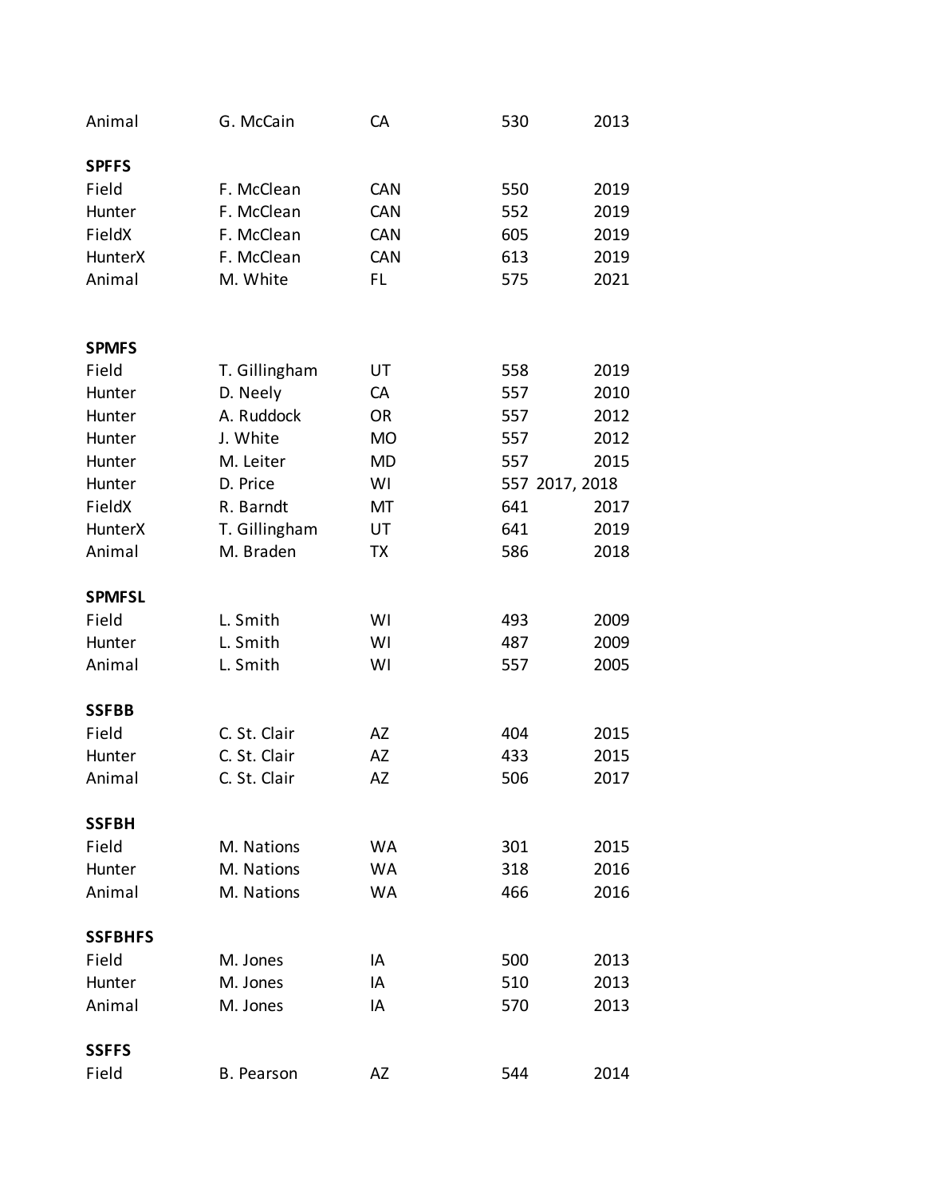| | | | | |
|---|---|---|---|---|
| Animal | G. McCain | CA | 530 | 2013 |
| **SPFFS** | | | | |
| Field | F. McClean | CAN | 550 | 2019 |
| Hunter | F. McClean | CAN | 552 | 2019 |
| FieldX | F. McClean | CAN | 605 | 2019 |
| HunterX | F. McClean | CAN | 613 | 2019 |
| Animal | M. White | FL | 575 | 2021 |
| **SPMFS** | | | | |
| Field | T. Gillingham | UT | 558 | 2019 |
| Hunter | D. Neely | CA | 557 | 2010 |
| Hunter | A. Ruddock | OR | 557 | 2012 |
| Hunter | J. White | MO | 557 | 2012 |
| Hunter | M. Leiter | MD | 557 | 2015 |
| Hunter | D. Price | WI | 557 | 2017, 2018 |
| FieldX | R. Barndt | MT | 641 | 2017 |
| HunterX | T. Gillingham | UT | 641 | 2019 |
| Animal | M. Braden | TX | 586 | 2018 |
| **SPMFSL** | | | | |
| Field | L. Smith | WI | 493 | 2009 |
| Hunter | L. Smith | WI | 487 | 2009 |
| Animal | L. Smith | WI | 557 | 2005 |
| **SSFBB** | | | | |
| Field | C. St. Clair | AZ | 404 | 2015 |
| Hunter | C. St. Clair | AZ | 433 | 2015 |
| Animal | C. St. Clair | AZ | 506 | 2017 |
| **SSFBH** | | | | |
| Field | M. Nations | WA | 301 | 2015 |
| Hunter | M. Nations | WA | 318 | 2016 |
| Animal | M. Nations | WA | 466 | 2016 |
| **SSFBHFS** | | | | |
| Field | M. Jones | IA | 500 | 2013 |
| Hunter | M. Jones | IA | 510 | 2013 |
| Animal | M. Jones | IA | 570 | 2013 |
| **SSFFS** | | | | |
| Field | B. Pearson | AZ | 544 | 2014 |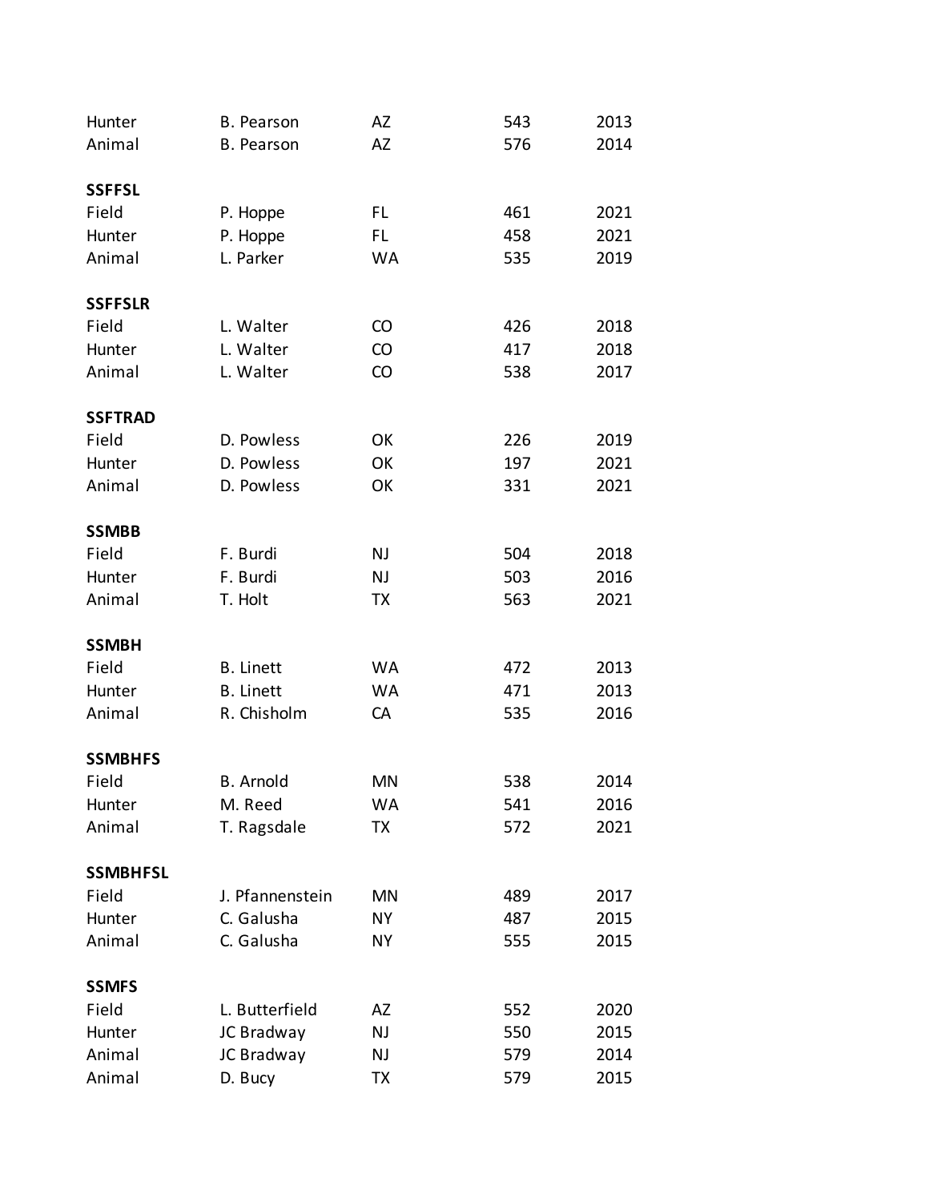| | | | | |
|---|---|---|---|---|
| Hunter | B. Pearson | AZ | 543 | 2013 |
| Animal | B. Pearson | AZ | 576 | 2014 |

**SSFFSL**

| | | | | |
|---|---|---|---|---|
| Field | P. Hoppe | FL | 461 | 2021 |
| Hunter | P. Hoppe | FL | 458 | 2021 |
| Animal | L. Parker | WA | 535 | 2019 |

**SSFFSLR**

| | | | | |
|---|---|---|---|---|
| Field | L. Walter | CO | 426 | 2018 |
| Hunter | L. Walter | CO | 417 | 2018 |
| Animal | L. Walter | CO | 538 | 2017 |

**SSFTRAD**

| | | | | |
|---|---|---|---|---|
| Field | D. Powless | OK | 226 | 2019 |
| Hunter | D. Powless | OK | 197 | 2021 |
| Animal | D. Powless | OK | 331 | 2021 |

**SSMBB**

| | | | | |
|---|---|---|---|---|
| Field | F. Burdi | NJ | 504 | 2018 |
| Hunter | F. Burdi | NJ | 503 | 2016 |
| Animal | T. Holt | TX | 563 | 2021 |

**SSMBH**

| | | | | |
|---|---|---|---|---|
| Field | B. Linett | WA | 472 | 2013 |
| Hunter | B. Linett | WA | 471 | 2013 |
| Animal | R. Chisholm | CA | 535 | 2016 |

**SSMBHFS**

| | | | | |
|---|---|---|---|---|
| Field | B. Arnold | MN | 538 | 2014 |
| Hunter | M. Reed | WA | 541 | 2016 |
| Animal | T. Ragsdale | TX | 572 | 2021 |

**SSMBHFSL**

| | | | | |
|---|---|---|---|---|
| Field | J. Pfannenstein | MN | 489 | 2017 |
| Hunter | C. Galusha | NY | 487 | 2015 |
| Animal | C. Galusha | NY | 555 | 2015 |

**SSMFS**

| | | | | |
|---|---|---|---|---|
| Field | L. Butterfield | AZ | 552 | 2020 |
| Hunter | JC Bradway | NJ | 550 | 2015 |
| Animal | JC Bradway | NJ | 579 | 2014 |
| Animal | D. Bucy | TX | 579 | 2015 |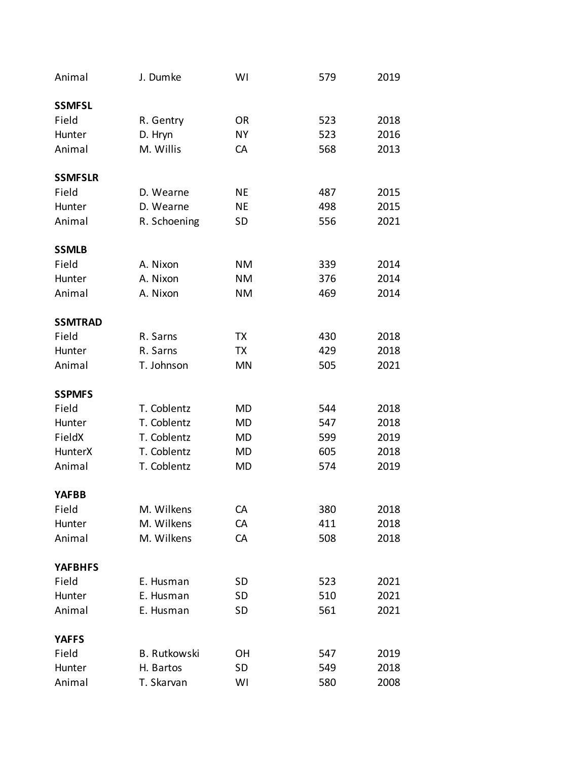| | | | | |
|---|---|---|---|---|
| Animal | J. Dumke | WI | 579 | 2019 |

**SSMFSL**

| | | | | |
|---|---|---|---|---|
| Field | R. Gentry | OR | 523 | 2018 |
| Hunter | D. Hryn | NY | 523 | 2016 |
| Animal | M. Willis | CA | 568 | 2013 |

**SSMFSLR**

| | | | | |
|---|---|---|---|---|
| Field | D. Wearne | NE | 487 | 2015 |
| Hunter | D. Wearne | NE | 498 | 2015 |
| Animal | R. Schoening | SD | 556 | 2021 |

**SSMLB**

| | | | | |
|---|---|---|---|---|
| Field | A. Nixon | NM | 339 | 2014 |
| Hunter | A. Nixon | NM | 376 | 2014 |
| Animal | A. Nixon | NM | 469 | 2014 |

**SSMTRAD**

| | | | | |
|---|---|---|---|---|
| Field | R. Sarns | TX | 430 | 2018 |
| Hunter | R. Sarns | TX | 429 | 2018 |
| Animal | T. Johnson | MN | 505 | 2021 |

**SSPMFS**

| | | | | |
|---|---|---|---|---|
| Field | T. Coblentz | MD | 544 | 2018 |
| Hunter | T. Coblentz | MD | 547 | 2018 |
| FieldX | T. Coblentz | MD | 599 | 2019 |
| HunterX | T. Coblentz | MD | 605 | 2018 |
| Animal | T. Coblentz | MD | 574 | 2019 |

**YAFBB**

| | | | | |
|---|---|---|---|---|
| Field | M. Wilkens | CA | 380 | 2018 |
| Hunter | M. Wilkens | CA | 411 | 2018 |
| Animal | M. Wilkens | CA | 508 | 2018 |

**YAFBHFS**

| | | | | |
|---|---|---|---|---|
| Field | E. Husman | SD | 523 | 2021 |
| Hunter | E. Husman | SD | 510 | 2021 |
| Animal | E. Husman | SD | 561 | 2021 |

**YAFFS**

| | | | | |
|---|---|---|---|---|
| Field | B. Rutkowski | OH | 547 | 2019 |
| Hunter | H. Bartos | SD | 549 | 2018 |
| Animal | T. Skarvan | WI | 580 | 2008 |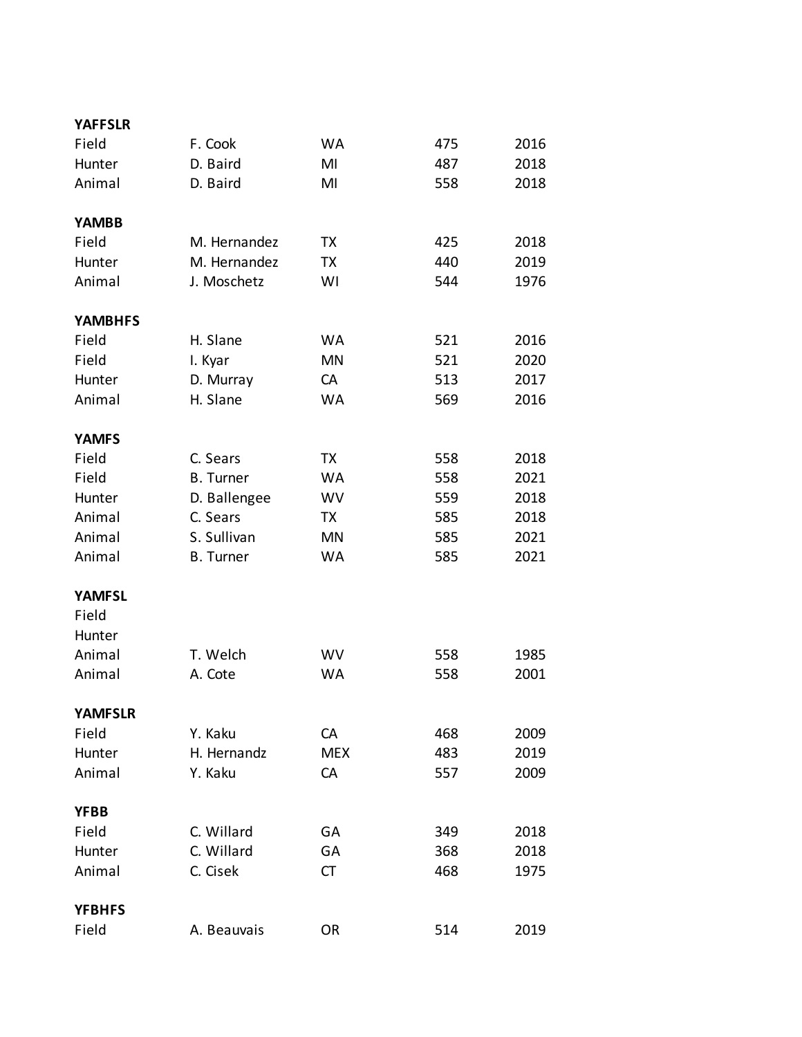**YAFFSLR**

| | | | | |
|---|---|---|---|---|
| Field | F. Cook | WA | 475 | 2016 |
| Hunter | D. Baird | MI | 487 | 2018 |
| Animal | D. Baird | MI | 558 | 2018 |

**YAMBB**

| | | | | |
|---|---|---|---|---|
| Field | M. Hernandez | TX | 425 | 2018 |
| Hunter | M. Hernandez | TX | 440 | 2019 |
| Animal | J. Moschetz | WI | 544 | 1976 |

**YAMBHFS**

| | | | | |
|---|---|---|---|---|
| Field | H. Slane | WA | 521 | 2016 |
| Field | I. Kyar | MN | 521 | 2020 |
| Hunter | D. Murray | CA | 513 | 2017 |
| Animal | H. Slane | WA | 569 | 2016 |

**YAMFS**

| | | | | |
|---|---|---|---|---|
| Field | C. Sears | TX | 558 | 2018 |
| Field | B. Turner | WA | 558 | 2021 |
| Hunter | D. Ballengee | WV | 559 | 2018 |
| Animal | C. Sears | TX | 585 | 2018 |
| Animal | S. Sullivan | MN | 585 | 2021 |
| Animal | B. Turner | WA | 585 | 2021 |

**YAMFSL**

| | | | | |
|---|---|---|---|---|
| Field | | | | |
| Hunter | | | | |
| Animal | T. Welch | WV | 558 | 1985 |
| Animal | A. Cote | WA | 558 | 2001 |

**YAMFSLR**

| | | | | |
|---|---|---|---|---|
| Field | Y. Kaku | CA | 468 | 2009 |
| Hunter | H. Hernandz | MEX | 483 | 2019 |
| Animal | Y. Kaku | CA | 557 | 2009 |

**YFBB**

| | | | | |
|---|---|---|---|---|
| Field | C. Willard | GA | 349 | 2018 |
| Hunter | C. Willard | GA | 368 | 2018 |
| Animal | C. Cisek | CT | 468 | 1975 |

**YFBHFS**

| | | | | |
|---|---|---|---|---|
| Field | A. Beauvais | OR | 514 | 2019 |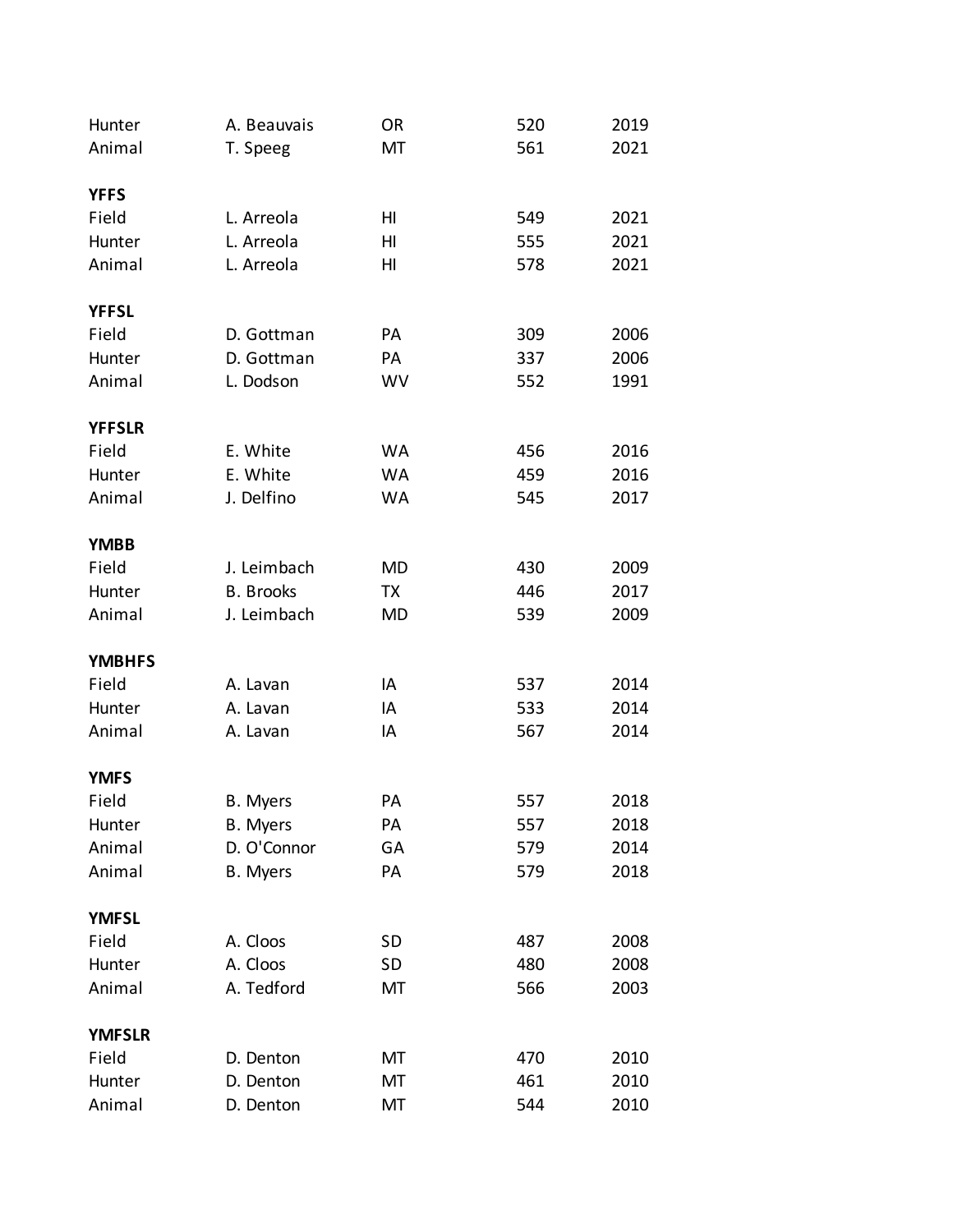| | | | | |
|---|---|---|---|---|
| Hunter | A. Beauvais | OR | 520 | 2019 |
| Animal | T. Speeg | MT | 561 | 2021 |
| | | | | |
| **YFFS** | | | | |
| Field | L. Arreola | HI | 549 | 2021 |
| Hunter | L. Arreola | HI | 555 | 2021 |
| Animal | L. Arreola | HI | 578 | 2021 |
| | | | | |
| **YFFSL** | | | | |
| Field | D. Gottman | PA | 309 | 2006 |
| Hunter | D. Gottman | PA | 337 | 2006 |
| Animal | L. Dodson | WV | 552 | 1991 |
| | | | | |
| **YFFSLR** | | | | |
| Field | E. White | WA | 456 | 2016 |
| Hunter | E. White | WA | 459 | 2016 |
| Animal | J. Delfino | WA | 545 | 2017 |
| | | | | |
| **YMBB** | | | | |
| Field | J. Leimbach | MD | 430 | 2009 |
| Hunter | B. Brooks | TX | 446 | 2017 |
| Animal | J. Leimbach | MD | 539 | 2009 |
| | | | | |
| **YMBHFS** | | | | |
| Field | A. Lavan | IA | 537 | 2014 |
| Hunter | A. Lavan | IA | 533 | 2014 |
| Animal | A. Lavan | IA | 567 | 2014 |
| | | | | |
| **YMFS** | | | | |
| Field | B. Myers | PA | 557 | 2018 |
| Hunter | B. Myers | PA | 557 | 2018 |
| Animal | D. O'Connor | GA | 579 | 2014 |
| Animal | B. Myers | PA | 579 | 2018 |
| | | | | |
| **YMFSL** | | | | |
| Field | A. Cloos | SD | 487 | 2008 |
| Hunter | A. Cloos | SD | 480 | 2008 |
| Animal | A. Tedford | MT | 566 | 2003 |
| | | | | |
| **YMFSLR** | | | | |
| Field | D. Denton | MT | 470 | 2010 |
| Hunter | D. Denton | MT | 461 | 2010 |
| Animal | D. Denton | MT | 544 | 2010 |